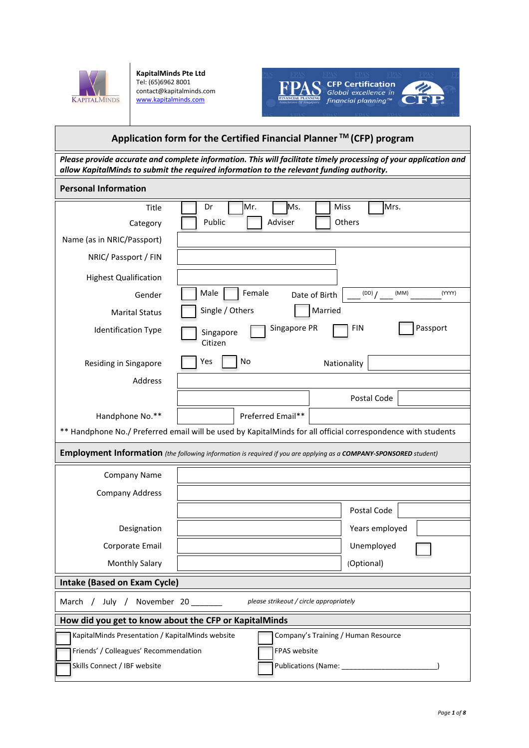**KapitalMinds Pte Ltd**
Tel: (65)6962 8001
contact@kapitalminds.com
www.kapitalminds.com

FPAS CFP Certification *Global excellence in financial planning™* CFP

## Application form for the Certified Financial Planner ™ (CFP) program

***Please provide accurate and complete information. This will facilitate timely processing of your application and allow KapitalMinds to submit the required information to the relevant funding authority.***

### Personal Information

| | |
|---|---|
| Title | ☐ Dr ☐ Mr. ☐ Ms. ☐ Miss ☐ Mrs. |
| Category | ☐ Public ☐ Adviser ☐ Others |
| Name (as in NRIC/Passport) | |
| NRIC/ Passport / FIN | |
| Highest Qualification | |
| Gender | ☐ Male ☐ Female Date of Birth ___ (DD) / ___ (MM) _______ (YYYY) |
| Marital Status | ☐ Single / Others ☐ Married |
| Identification Type | ☐ Singapore Citizen ☐ Singapore PR ☐ FIN ☐ Passport |
| Residing in Singapore | ☐ Yes ☐ No Nationality |
| Address | |
| | Postal Code |
| Handphone No.** | Preferred Email** |

** Handphone No./ Preferred email will be used by KapitalMinds for all official correspondence with students

### Employment Information *(the following information is required if you are applying as a **COMPANY-SPONSORED** student)*

| | | | |
|---|---|---|---|
| Company Name | | | |
| Company Address | | | |
| | | Postal Code | |
| Designation | | Years employed | |
| Corporate Email | | Unemployed | ☐ |
| Monthly Salary | | (Optional) | |

### Intake (Based on Exam Cycle)

March / July / November 20 _______ *please strikeout / circle appropriately*

### How did you get to know about the CFP or KapitalMinds

| | |
|---|---|
| ☐ KapitalMinds Presentation / KapitalMinds website | ☐ Company's Training / Human Resource |
| ☐ Friends' / Colleagues' Recommendation | ☐ FPAS website |
| ☐ Skills Connect / IBF website | ☐ Publications (Name: ________________________) |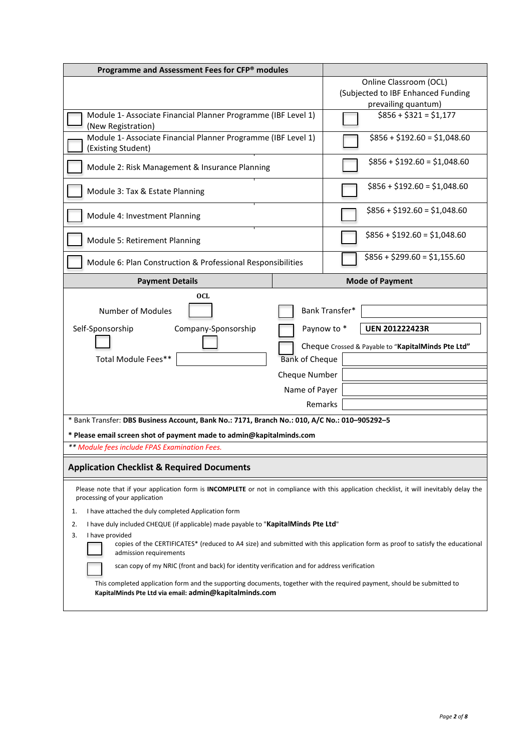| Programme and Assessment Fees for CFP® modules | |
|---|---|
| | Online Classroom (OCL) (Subjected to IBF Enhanced Funding prevailing quantum) |
| ☐ Module 1- Associate Financial Planner Programme (IBF Level 1) (New Registration) | ☐ $856 + $321 = $1,177 |
| ☐ Module 1- Associate Financial Planner Programme (IBF Level 1) (Existing Student) | ☐ $856 + $192.60 = $1,048.60 |
| ☐ Module 2: Risk Management & Insurance Planning | ☐ $856 + $192.60 = $1,048.60 |
| ☐ Module 3: Tax & Estate Planning | ☐ $856 + $192.60 = $1,048.60 |
| ☐ Module 4: Investment Planning | ☐ $856 + $192.60 = $1,048.60 |
| ☐ Module 5: Retirement Planning | ☐ $856 + $192.60 = $1,048.60 |
| ☐ Module 6: Plan Construction & Professional Responsibilities | ☐ $856 + $299.60 = $1,155.60 |

| Payment Details | | Mode of Payment | |
|---|---|---|---|
| | OCL | | |
| Number of Modules | ☐ | ☐ Bank Transfer* | |
| Self-Sponsorship ☐ | Company-Sponsorship ☐ | ☐ Paynow to * | **UEN 201222423R** |
| | | ☐ Cheque Crossed & Payable to "**KapitalMinds Pte Ltd**" | |
| Total Module Fees** | | Bank of Cheque | |
| | | Cheque Number | |
| | | Name of Payer | |
| | | Remarks | |

\* Bank Transfer: **DBS Business Account, Bank No.: 7171, Branch No.: 010, A/C No.: 010–905292–5**

**\* Please email screen shot of payment made to admin@kapitalminds.com**

*\*\* Module fees include FPAS Examination Fees.*

## Application Checklist & Required Documents

Please note that if your application form is **INCOMPLETE** or not in compliance with this application checklist, it will inevitably delay the processing of your application

1. I have attached the duly completed Application form
2. I have duly included CHEQUE (if applicable) made payable to "**KapitalMinds Pte Ltd**"
3. I have provided
   - ☐ copies of the CERTIFICATES* (reduced to A4 size) and submitted with this application form as proof to satisfy the educational admission requirements
   - ☐ scan copy of my NRIC (front and back) for identity verification and for address verification

This completed application form and the supporting documents, together with the required payment, should be submitted to **KapitalMinds Pte Ltd via email: admin@kapitalminds.com**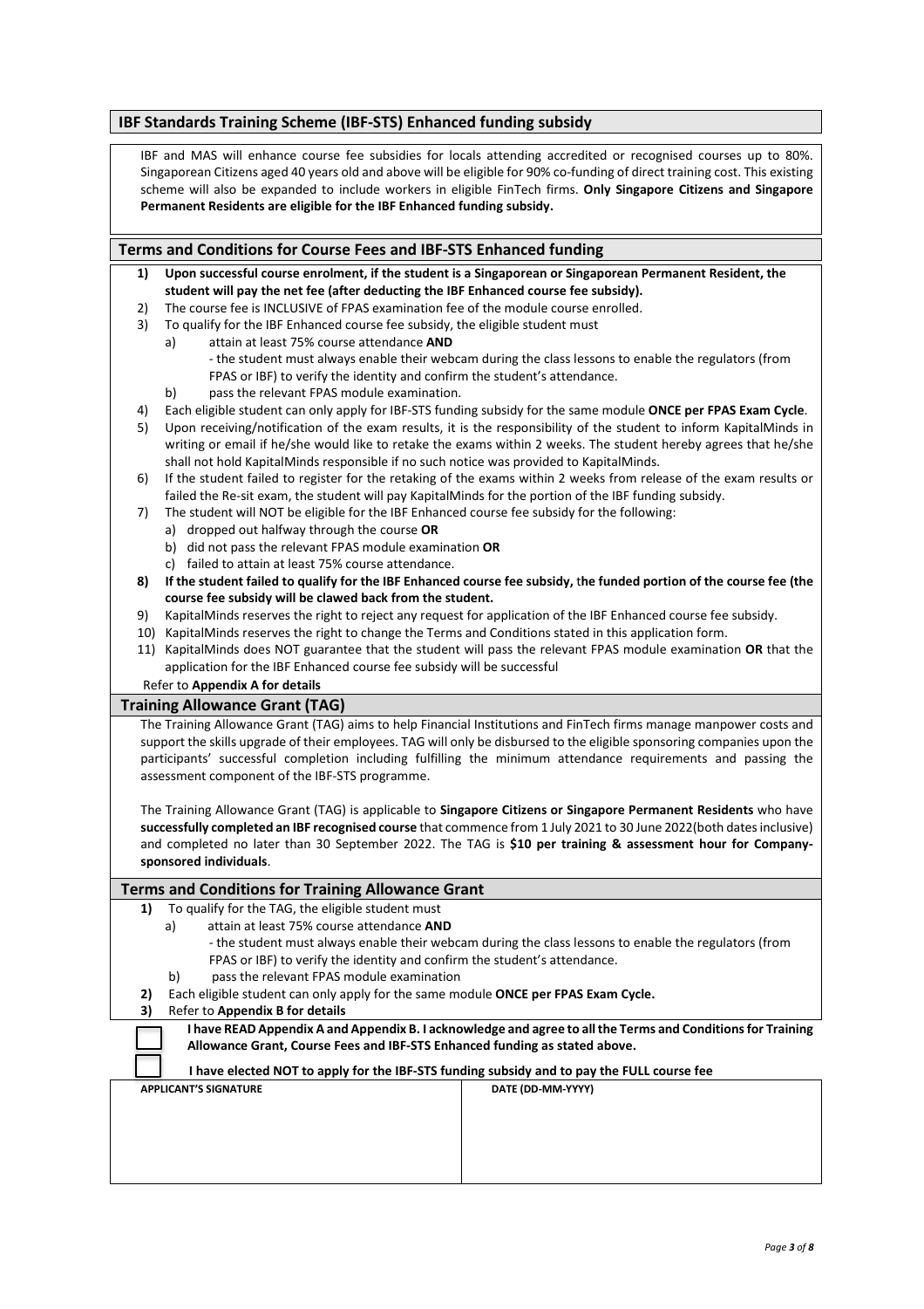## IBF Standards Training Scheme (IBF-STS) Enhanced funding subsidy

IBF and MAS will enhance course fee subsidies for locals attending accredited or recognised courses up to 80%. Singaporean Citizens aged 40 years old and above will be eligible for 90% co-funding of direct training cost. This existing scheme will also be expanded to include workers in eligible FinTech firms. **Only Singapore Citizens and Singapore Permanent Residents are eligible for the IBF Enhanced funding subsidy.**

## Terms and Conditions for Course Fees and IBF-STS Enhanced funding

1) **Upon successful course enrolment, if the student is a Singaporean or Singaporean Permanent Resident, the student will pay the net fee (after deducting the IBF Enhanced course fee subsidy).**
2) The course fee is INCLUSIVE of FPAS examination fee of the module course enrolled.
3) To qualify for the IBF Enhanced course fee subsidy, the eligible student must
   a) attain at least 75% course attendance **AND**
      - the student must always enable their webcam during the class lessons to enable the regulators (from FPAS or IBF) to verify the identity and confirm the student's attendance.
   b) pass the relevant FPAS module examination.
4) Each eligible student can only apply for IBF-STS funding subsidy for the same module **ONCE per FPAS Exam Cycle**.
5) Upon receiving/notification of the exam results, it is the responsibility of the student to inform KapitalMinds in writing or email if he/she would like to retake the exams within 2 weeks. The student hereby agrees that he/she shall not hold KapitalMinds responsible if no such notice was provided to KapitalMinds.
6) If the student failed to register for the retaking of the exams within 2 weeks from release of the exam results or failed the Re-sit exam, the student will pay KapitalMinds for the portion of the IBF funding subsidy.
7) The student will NOT be eligible for the IBF Enhanced course fee subsidy for the following:
   a) dropped out halfway through the course **OR**
   b) did not pass the relevant FPAS module examination **OR**
   c) failed to attain at least 75% course attendance.
8) **If the student failed to qualify for the IBF Enhanced course fee subsidy,** t**he funded portion of the course fee (the course fee subsidy will be clawed back from the student.**
9) KapitalMinds reserves the right to reject any request for application of the IBF Enhanced course fee subsidy.
10) KapitalMinds reserves the right to change the Terms and Conditions stated in this application form.
11) KapitalMinds does NOT guarantee that the student will pass the relevant FPAS module examination **OR** that the application for the IBF Enhanced course fee subsidy will be successful

Refer to **Appendix A for details**

## Training Allowance Grant (TAG)

The Training Allowance Grant (TAG) aims to help Financial Institutions and FinTech firms manage manpower costs and support the skills upgrade of their employees. TAG will only be disbursed to the eligible sponsoring companies upon the participants' successful completion including fulfilling the minimum attendance requirements and passing the assessment component of the IBF-STS programme.

The Training Allowance Grant (TAG) is applicable to **Singapore Citizens or Singapore Permanent Residents** who have **successfully completed an IBF recognised course** that commence from 1 July 2021 to 30 June 2022(both dates inclusive) and completed no later than 30 September 2022. The TAG is **$10 per training & assessment hour for Company-sponsored individuals**.

## Terms and Conditions for Training Allowance Grant

1) To qualify for the TAG, the eligible student must
   a) attain at least 75% course attendance **AND**
      - the student must always enable their webcam during the class lessons to enable the regulators (from FPAS or IBF) to verify the identity and confirm the student's attendance.
   b) pass the relevant FPAS module examination
2) Each eligible student can only apply for the same module **ONCE per FPAS Exam Cycle.**
3) Refer to **Appendix B for details**

☐ **I have READ Appendix A and Appendix B. I acknowledge and agree to all the Terms and Conditions for Training Allowance Grant, Course Fees and IBF-STS Enhanced funding as stated above.**

☐ **I have elected NOT to apply for the IBF-STS funding subsidy and to pay the FULL course fee**

| APPLICANT'S SIGNATURE | DATE (DD-MM-YYYY) |
|---|---|
| | |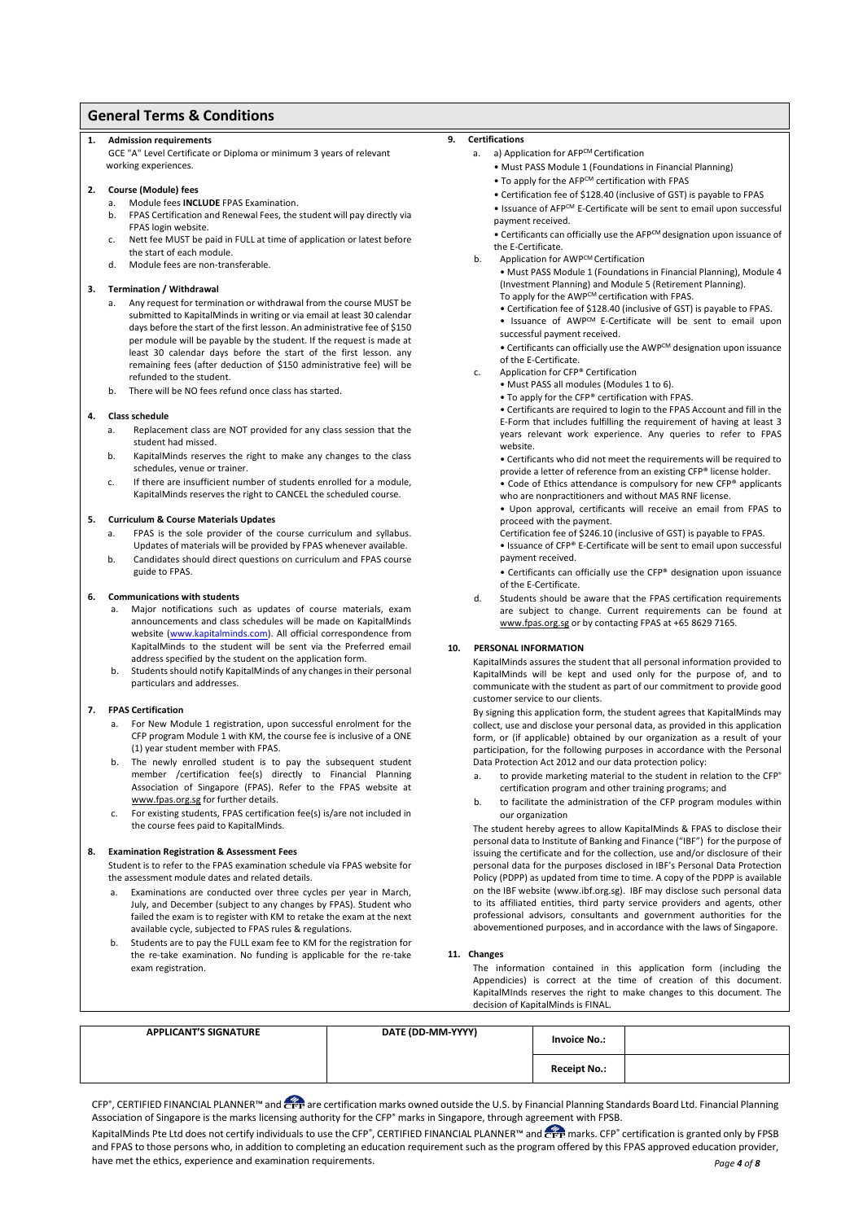## General Terms & Conditions

**1. Admission requirements**

GCE "A" Level Certificate or Diploma or minimum 3 years of relevant working experiences.

**2. Course (Module) fees**

a. Module fees **INCLUDE** FPAS Examination.

b. FPAS Certification and Renewal Fees, the student will pay directly via FPAS login website.

c. Nett fee MUST be paid in FULL at time of application or latest before the start of each module.

d. Module fees are non-transferable.

**3. Termination / Withdrawal**

a. Any request for termination or withdrawal from the course MUST be submitted to KapitalMinds in writing or via email at least 30 calendar days before the start of the first lesson. An administrative fee of $150 per module will be payable by the student. If the request is made at least 30 calendar days before the start of the first lesson. any remaining fees (after deduction of $150 administrative fee) will be refunded to the student.

b. There will be NO fees refund once class has started.

**4. Class schedule**

a. Replacement class are NOT provided for any class session that the student had missed.

b. KapitalMinds reserves the right to make any changes to the class schedules, venue or trainer.

c. If there are insufficient number of students enrolled for a module, KapitalMinds reserves the right to CANCEL the scheduled course.

**5. Curriculum & Course Materials Updates**

a. FPAS is the sole provider of the course curriculum and syllabus. Updates of materials will be provided by FPAS whenever available.

b. Candidates should direct questions on curriculum and FPAS course guide to FPAS.

**6. Communications with students**

a. Major notifications such as updates of course materials, exam announcements and class schedules will be made on KapitalMinds website (www.kapitalminds.com). All official correspondence from KapitalMinds to the student will be sent via the Preferred email address specified by the student on the application form.

b. Students should notify KapitalMinds of any changes in their personal particulars and addresses.

**7. FPAS Certification**

a. For New Module 1 registration, upon successful enrolment for the CFP program Module 1 with KM, the course fee is inclusive of a ONE (1) year student member with FPAS.

b. The newly enrolled student is to pay the subsequent student member /certification fee(s) directly to Financial Planning Association of Singapore (FPAS). Refer to the FPAS website at www.fpas.org.sg for further details.

c. For existing students, FPAS certification fee(s) is/are not included in the course fees paid to KapitalMinds.

**8. Examination Registration & Assessment Fees**

Student is to refer to the FPAS examination schedule via FPAS website for the assessment module dates and related details.

a. Examinations are conducted over three cycles per year in March, July, and December (subject to any changes by FPAS). Student who failed the exam is to register with KM to retake the exam at the next available cycle, subjected to FPAS rules & regulations.

b. Students are to pay the FULL exam fee to KM for the registration for the re-take examination. No funding is applicable for the re-take exam registration.

**9. Certifications**

a. a) Application for AFP℠ Certification

- Must PASS Module 1 (Foundations in Financial Planning)
- To apply for the AFP℠ certification with FPAS
- Certification fee of $128.40 (inclusive of GST) is payable to FPAS
- Issuance of AFP℠ E-Certificate will be sent to email upon successful payment received.
- Certificants can officially use the AFP℠ designation upon issuance of the E-Certificate.

b. Application for AWP℠ Certification

- Must PASS Module 1 (Foundations in Financial Planning), Module 4 (Investment Planning) and Module 5 (Retirement Planning). To apply for the AWP℠ certification with FPAS.
- Certification fee of $128.40 (inclusive of GST) is payable to FPAS.
- Issuance of AWP℠ E-Certificate will be sent to email upon successful payment received.
- Certificants can officially use the AWP℠ designation upon issuance of the E-Certificate.

c. Application for CFP® Certification

- Must PASS all modules (Modules 1 to 6).
- To apply for the CFP® certification with FPAS.
- Certificants are required to login to the FPAS Account and fill in the E-Form that includes fulfilling the requirement of having at least 3 years relevant work experience. Any queries to refer to FPAS website.
- Certificants who did not meet the requirements will be required to provide a letter of reference from an existing CFP® license holder.
- Code of Ethics attendance is compulsory for new CFP® applicants who are nonpractitioners and without MAS RNF license.
- Upon approval, certificants will receive an email from FPAS to proceed with the payment.

Certification fee of $246.10 (inclusive of GST) is payable to FPAS.

- Issuance of CFP® E-Certificate will be sent to email upon successful payment received.
- Certificants can officially use the CFP® designation upon issuance of the E-Certificate.

d. Students should be aware that the FPAS certification requirements are subject to change. Current requirements can be found at www.fpas.org.sg or by contacting FPAS at +65 8629 7165.

**10. PERSONAL INFORMATION**

KapitalMinds assures the student that all personal information provided to KapitalMinds will be kept and used only for the purpose of, and to communicate with the student as part of our commitment to provide good customer service to our clients.

By signing this application form, the student agrees that KapitalMinds may collect, use and disclose your personal data, as provided in this application form, or (if applicable) obtained by our organization as a result of your participation, for the following purposes in accordance with the Personal Data Protection Act 2012 and our data protection policy:

a. to provide marketing material to the student in relation to the CFP® certification program and other training programs; and

b. to facilitate the administration of the CFP program modules within our organization

The student hereby agrees to allow KapitalMinds & FPAS to disclose their personal data to Institute of Banking and Finance ("IBF") for the purpose of issuing the certificate and for the collection, use and/or disclosure of their personal data for the purposes disclosed in IBF's Personal Data Protection Policy (PDPP) as updated from time to time. A copy of the PDPP is available on the IBF website (www.ibf.org.sg). IBF may disclose such personal data to its affiliated entities, third party service providers and agents, other professional advisors, consultants and government authorities for the abovementioned purposes, and in accordance with the laws of Singapore.

**11. Changes**

The information contained in this application form (including the Appendicies) is correct at the time of creation of this document. KapitalMInds reserves the right to make changes to this document. The decision of KapitalMinds is FINAL.

| APPLICANT'S SIGNATURE | DATE (DD-MM-YYYY) | Invoice No.: | |
|---|---|---|---|
| | | Receipt No.: | |

CFP®, CERTIFIED FINANCIAL PLANNER™ and CFP are certification marks owned outside the U.S. by Financial Planning Standards Board Ltd. Financial Planning Association of Singapore is the marks licensing authority for the CFP® marks in Singapore, through agreement with FPSB.

KapitalMinds Pte Ltd does not certify individuals to use the CFP®, CERTIFIED FINANCIAL PLANNER™ and CFP marks. CFP® certification is granted only by FPSB and FPAS to those persons who, in addition to completing an education requirement such as the program offered by this FPAS approved education provider, have met the ethics, experience and examination requirements.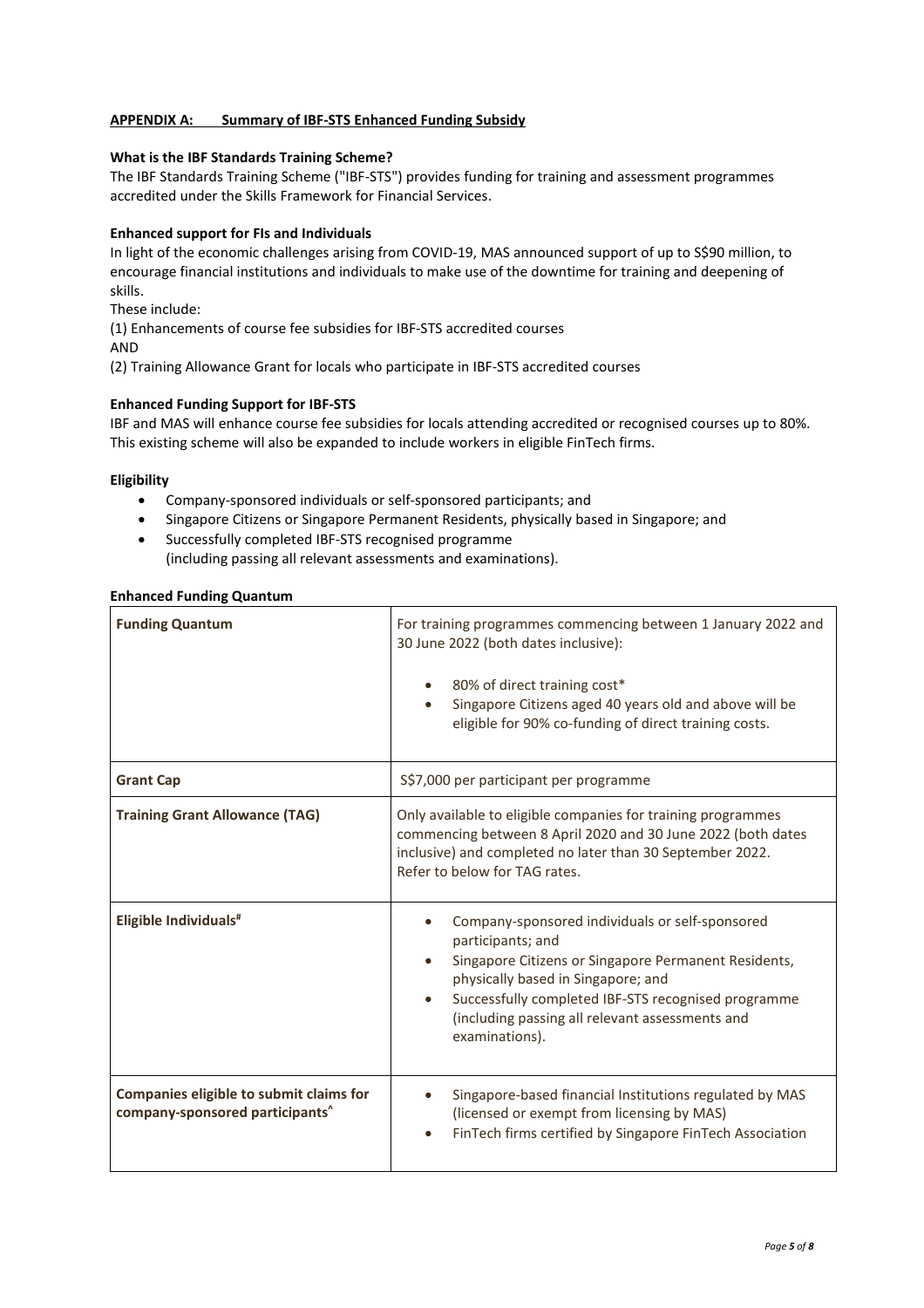**APPENDIX A: Summary of IBF-STS Enhanced Funding Subsidy**

**What is the IBF Standards Training Scheme?**

The IBF Standards Training Scheme ("IBF-STS") provides funding for training and assessment programmes accredited under the Skills Framework for Financial Services.

**Enhanced support for FIs and Individuals**

In light of the economic challenges arising from COVID-19, MAS announced support of up to S$90 million, to encourage financial institutions and individuals to make use of the downtime for training and deepening of skills.

These include:

(1) Enhancements of course fee subsidies for IBF-STS accredited courses

AND

(2) Training Allowance Grant for locals who participate in IBF-STS accredited courses

**Enhanced Funding Support for IBF-STS**

IBF and MAS will enhance course fee subsidies for locals attending accredited or recognised courses up to 80%. This existing scheme will also be expanded to include workers in eligible FinTech firms.

**Eligibility**

- Company-sponsored individuals or self-sponsored participants; and
- Singapore Citizens or Singapore Permanent Residents, physically based in Singapore; and
- Successfully completed IBF-STS recognised programme (including passing all relevant assessments and examinations).

**Enhanced Funding Quantum**

| | |
|---|---|
| **Funding Quantum** | For training programmes commencing between 1 January 2022 and 30 June 2022 (both dates inclusive):<br>• 80% of direct training cost*<br>• Singapore Citizens aged 40 years old and above will be eligible for 90% co-funding of direct training costs. |
| **Grant Cap** | S$7,000 per participant per programme |
| **Training Grant Allowance (TAG)** | Only available to eligible companies for training programmes commencing between 8 April 2020 and 30 June 2022 (both dates inclusive) and completed no later than 30 September 2022.<br>Refer to below for TAG rates. |
| **Eligible Individuals#** | • Company-sponsored individuals or self-sponsored participants; and<br>• Singapore Citizens or Singapore Permanent Residents, physically based in Singapore; and<br>• Successfully completed IBF-STS recognised programme (including passing all relevant assessments and examinations). |
| **Companies eligible to submit claims for company-sponsored participants^** | • Singapore-based financial Institutions regulated by MAS (licensed or exempt from licensing by MAS)<br>• FinTech firms certified by Singapore FinTech Association |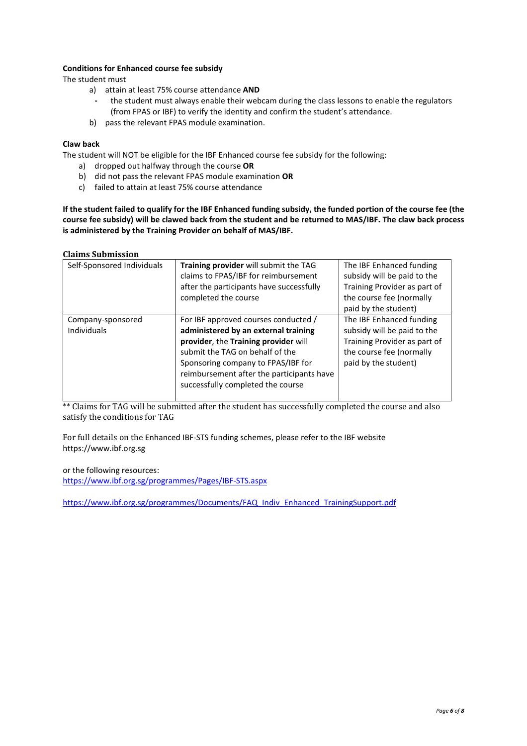**Conditions for Enhanced course fee subsidy**

The student must

a) attain at least 75% course attendance **AND**
   - the student must always enable their webcam during the class lessons to enable the regulators (from FPAS or IBF) to verify the identity and confirm the student's attendance.

b) pass the relevant FPAS module examination.

**Claw back**

The student will NOT be eligible for the IBF Enhanced course fee subsidy for the following:

a) dropped out halfway through the course **OR**
b) did not pass the relevant FPAS module examination **OR**
c) failed to attain at least 75% course attendance

**If the student failed to qualify for the IBF Enhanced funding subsidy, the funded portion of the course fee (the course fee subsidy) will be clawed back from the student and be returned to MAS/IBF. The claw back process is administered by the Training Provider on behalf of MAS/IBF.**

**Claims Submission**

| | | |
|---|---|---|
| Self-Sponsored Individuals | **Training provider** will submit the TAG claims to FPAS/IBF for reimbursement after the participants have successfully completed the course | The IBF Enhanced funding subsidy will be paid to the Training Provider as part of the course fee (normally paid by the student) |
| Company-sponsored Individuals | For IBF approved courses conducted / **administered by an external training provider**, the **Training provider** will submit the TAG on behalf of the Sponsoring company to FPAS/IBF for reimbursement after the participants have successfully completed the course | The IBF Enhanced funding subsidy will be paid to the Training Provider as part of the course fee (normally paid by the student) |

** Claims for TAG will be submitted after the student has successfully completed the course and also satisfy the conditions for TAG

For full details on the Enhanced IBF-STS funding schemes, please refer to the IBF website https://www.ibf.org.sg

or the following resources:
https://www.ibf.org.sg/programmes/Pages/IBF-STS.aspx

https://www.ibf.org.sg/programmes/Documents/FAQ_Indiv_Enhanced_TrainingSupport.pdf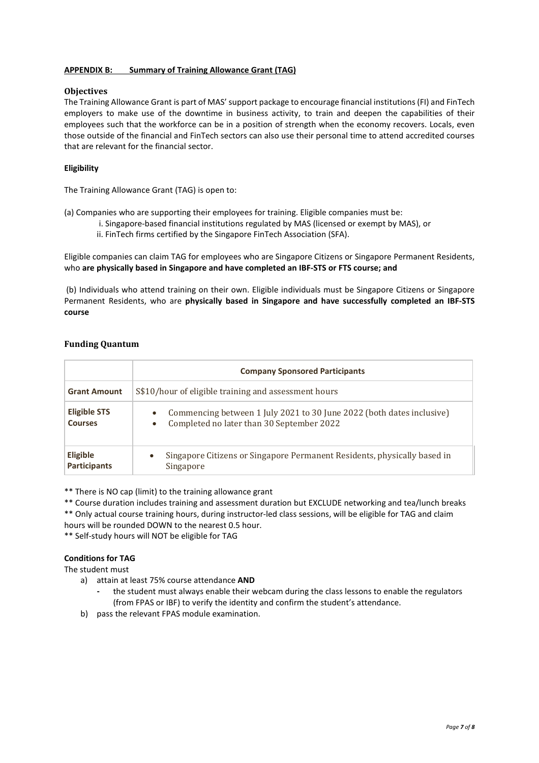## APPENDIX B: Summary of Training Allowance Grant (TAG)

### Objectives

The Training Allowance Grant is part of MAS' support package to encourage financial institutions (FI) and FinTech employers to make use of the downtime in business activity, to train and deepen the capabilities of their employees such that the workforce can be in a position of strength when the economy recovers. Locals, even those outside of the financial and FinTech sectors can also use their personal time to attend accredited courses that are relevant for the financial sector.

### Eligibility

The Training Allowance Grant (TAG) is open to:

(a) Companies who are supporting their employees for training. Eligible companies must be:

i. Singapore-based financial institutions regulated by MAS (licensed or exempt by MAS), or
ii. FinTech firms certified by the Singapore FinTech Association (SFA).

Eligible companies can claim TAG for employees who are Singapore Citizens or Singapore Permanent Residents, who **are physically based in Singapore and have completed an IBF-STS or FTS course; and**

(b) Individuals who attend training on their own. Eligible individuals must be Singapore Citizens or Singapore Permanent Residents, who are **physically based in Singapore and have successfully completed an IBF-STS course**

### Funding Quantum

| | **Company Sponsored Participants** |
|---|---|
| **Grant Amount** | S$10/hour of eligible training and assessment hours |
| **Eligible STS Courses** | • Commencing between 1 July 2021 to 30 June 2022 (both dates inclusive)<br>• Completed no later than 30 September 2022 |
| **Eligible Participants** | • Singapore Citizens or Singapore Permanent Residents, physically based in Singapore |

** There is NO cap (limit) to the training allowance grant
** Course duration includes training and assessment duration but EXCLUDE networking and tea/lunch breaks
** Only actual course training hours, during instructor-led class sessions, will be eligible for TAG and claim hours will be rounded DOWN to the nearest 0.5 hour.
** Self-study hours will NOT be eligible for TAG

### Conditions for TAG

The student must

a) attain at least 75% course attendance **AND**
   - the student must always enable their webcam during the class lessons to enable the regulators (from FPAS or IBF) to verify the identity and confirm the student's attendance.
b) pass the relevant FPAS module examination.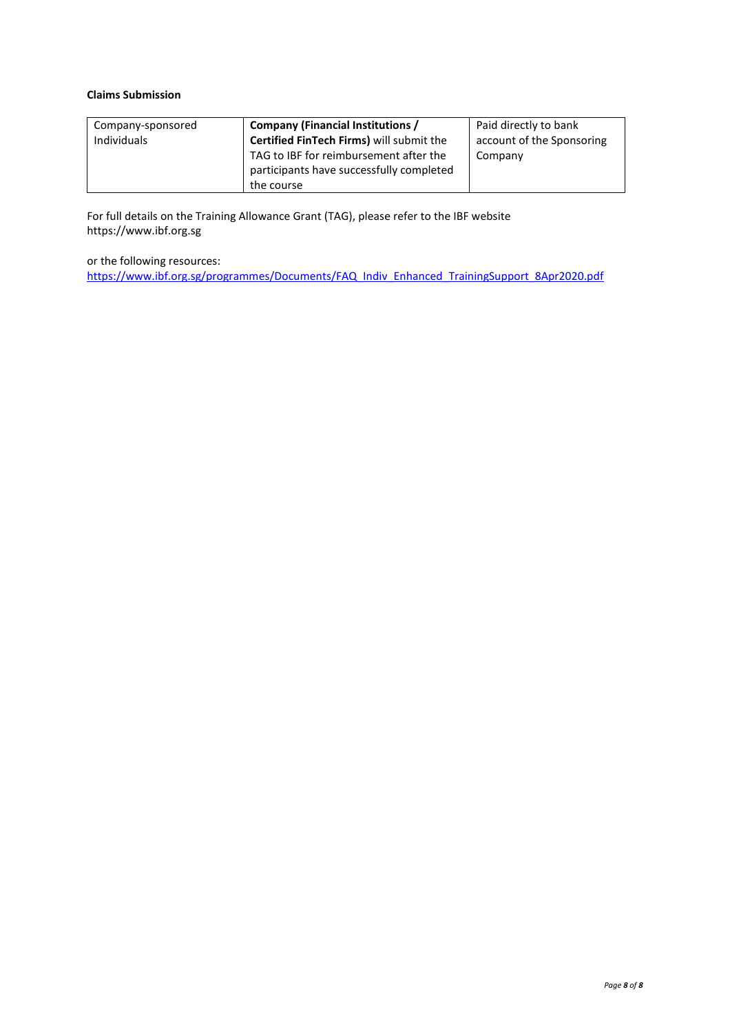**Claims Submission**

| | | |
|---|---|---|
| Company-sponsored Individuals | **Company (Financial Institutions / Certified FinTech Firms)** will submit the TAG to IBF for reimbursement after the participants have successfully completed the course | Paid directly to bank account of the Sponsoring Company |

For full details on the Training Allowance Grant (TAG), please refer to the IBF website https://www.ibf.org.sg

or the following resources:
https://www.ibf.org.sg/programmes/Documents/FAQ_Indiv_Enhanced_TrainingSupport_8Apr2020.pdf